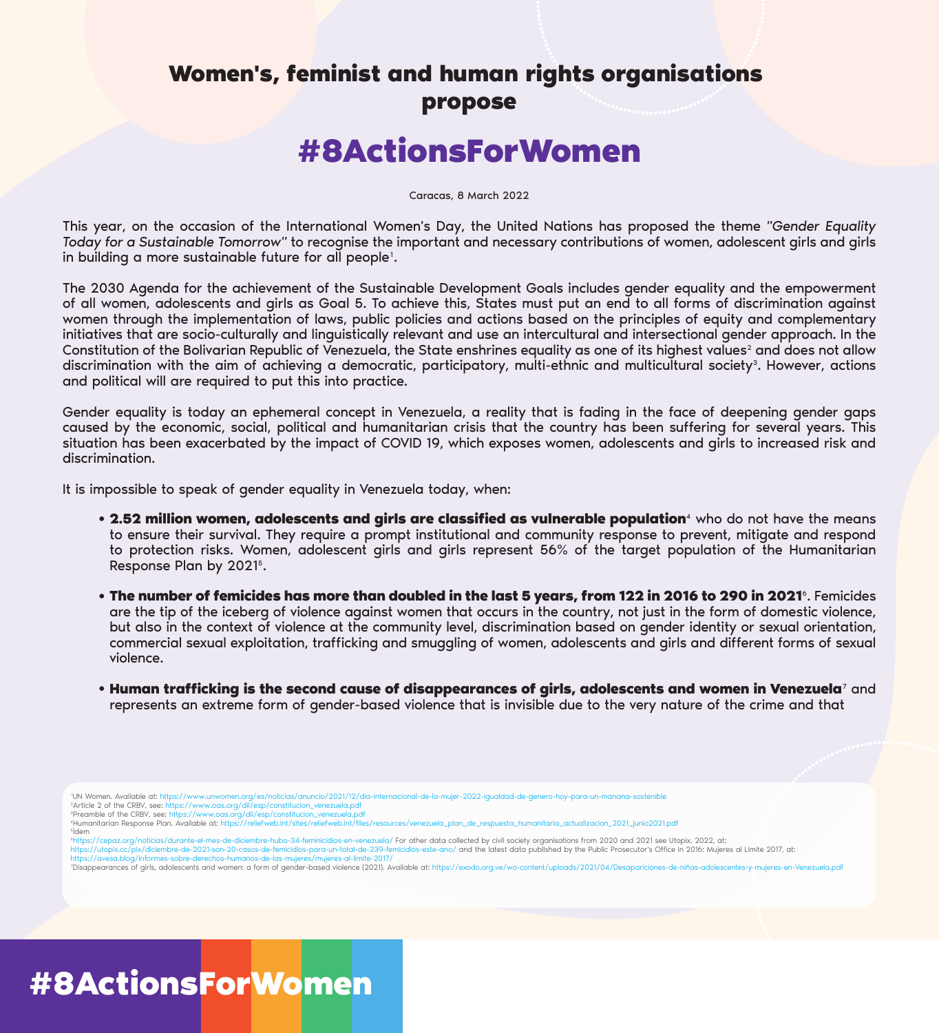# Women's, feminist and human rights organisations propose

# #8ActionsForWomen

Caracas, 8 March 2022

This year, on the occasion of the International Women's Day, the United Nations has proposed the theme *"Gender Equality Today for a Sustainable Tomorrow"* to recognise the important and necessary contributions of women, adolescent girls and girls in building a more sustainable future for all people[1].

The 2030 Agenda for the achievement of the Sustainable Development Goals includes gender equality and the empowerment of all women, adolescents and girls as Goal 5. To achieve this, States must put an end to all forms of discrimination against women through the implementation of laws, public policies and actions based on the principles of equity and complementary initiatives that are socio-culturally and linguistically relevant and use an intercultural and intersectional gender approach. In the Constitution of the Bolivarian Republic of Venezuela, the State enshrines equality as one of its highest values[2] and does not allow discrimination with the aim of achieving a democratic, participatory, multi-ethnic and multicultural society[3]. However, actions and political will are required to put this into practice.

Gender equality is today an ephemeral concept in Venezuela, a reality that is fading in the face of deepening gender gaps caused by the economic, social, political and humanitarian crisis that the country has been suffering for several years. This situation has been exacerbated by the impact of COVID 19, which exposes women, adolescents and girls to increased risk and discrimination.

It is impossible to speak of gender equality in Venezuela today, when:

- **2.52 million women, adolescents and girls are classified as vulnerable population**[4] who do not have the means to ensure their survival. They require a prompt institutional and community response to prevent, mitigate and respond to protection risks. Women, adolescent girls and girls represent 56% of the target population of the Humanitarian Response Plan by 2021[5].

- **The number of femicides has more than doubled in the last 5 years, from 122 in 2016 to 290 in 2021**[6]. Femicides are the tip of the iceberg of violence against women that occurs in the country, not just in the form of domestic violence, but also in the context of violence at the community level, discrimination based on gender identity or sexual orientation, commercial sexual exploitation, trafficking and smuggling of women, adolescents and girls and different forms of sexual violence.

- **Human trafficking is the second cause of disappearances of girls, adolescents and women in Venezuela**[7] and represents an extreme form of gender-based violence that is invisible due to the very nature of the crime and that

---

[1] UN Women. Available at: https://www.unwomen.org/es/noticias/anuncio/2021/12/dia-internacional-de-la-mujer-2022-igualdad-de-genero-hoy-para-un-manana-sostenible
[2] Article 2 of the CRBV, see: https://www.oas.org/dil/esp/constitucion_venezuela.pdf
[3] Preamble of the CRBV, see: https://www.oas.org/dil/esp/constitucion_venezuela.pdf
[4] Humanitarian Response Plan. Available at: https://reliefweb.int/sites/reliefweb.int/files/resources/venezuela_plan_de_respuesta_humanitaria_actualizacion_2021_junio2021.pdf
[5] Ídem
[6] https://cepaz.org/noticias/durante-el-mes-de-diciembre-hubo-34-feminicidios-en-venezuela/ For other data collected by civil society organisations from 2020 and 2021 see Utopix, 2022, at: https://utopix.cc/pix/diciembre-de-2021-son-20-casos-de-femicidios-para-un-total-de-239-femicidios-este-ano/ and the latest data published by the Public Prosecutor's Office in 2016: Mujeres al Límite 2017, at: https://avesa.blog/informes-sobre-derechos-humanos-de-las-mujeres/mujeres-al-limite-2017/
[7] Disappearances of girls, adolescents and women: a form of gender-based violence (2021). Available at: https://exodo.org.ve/wo-content/uploads/2021/04/Desapariciones-de-niñas-adolescentes-y-mujeres-en-Venezuela.pdf

#8ActionsForWomen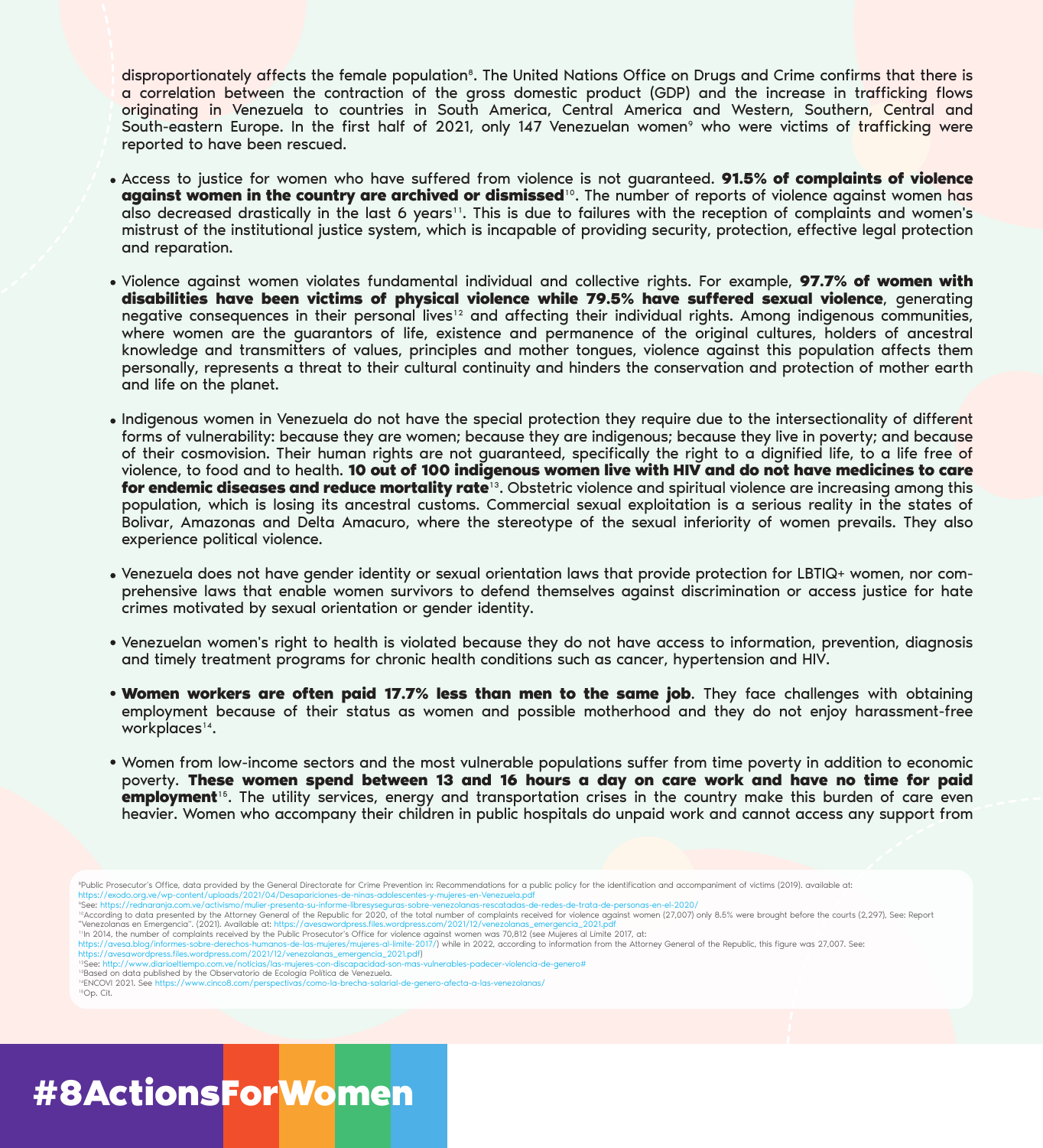disproportionately affects the female population[8]. The United Nations Office on Drugs and Crime confirms that there is a correlation between the contraction of the gross domestic product (GDP) and the increase in trafficking flows originating in Venezuela to countries in South America, Central America and Western, Southern, Central and South-eastern Europe. In the first half of 2021, only 147 Venezuelan women[9] who were victims of trafficking were reported to have been rescued.

- Access to justice for women who have suffered from violence is not guaranteed. **91.5% of complaints of violence against women in the country are archived or dismissed**[10]. The number of reports of violence against women has also decreased drastically in the last 6 years[11]. This is due to failures with the reception of complaints and women's mistrust of the institutional justice system, which is incapable of providing security, protection, effective legal protection and reparation.

- Violence against women violates fundamental individual and collective rights. For example, **97.7% of women with disabilities have been victims of physical violence while 79.5% have suffered sexual violence**, generating negative consequences in their personal lives[12] and affecting their individual rights. Among indigenous communities, where women are the guarantors of life, existence and permanence of the original cultures, holders of ancestral knowledge and transmitters of values, principles and mother tongues, violence against this population affects them personally, represents a threat to their cultural continuity and hinders the conservation and protection of mother earth and life on the planet.

- Indigenous women in Venezuela do not have the special protection they require due to the intersectionality of different forms of vulnerability: because they are women; because they are indigenous; because they live in poverty; and because of their cosmovision. Their human rights are not guaranteed, specifically the right to a dignified life, to a life free of violence, to food and to health. **10 out of 100 indigenous women live with HIV and do not have medicines to care for endemic diseases and reduce mortality rate**[13]. Obstetric violence and spiritual violence are increasing among this population, which is losing its ancestral customs. Commercial sexual exploitation is a serious reality in the states of Bolivar, Amazonas and Delta Amacuro, where the stereotype of the sexual inferiority of women prevails. They also experience political violence.

- Venezuela does not have gender identity or sexual orientation laws that provide protection for LBTIQ+ women, nor comprehensive laws that enable women survivors to defend themselves against discrimination or access justice for hate crimes motivated by sexual orientation or gender identity.

- Venezuelan women's right to health is violated because they do not have access to information, prevention, diagnosis and timely treatment programs for chronic health conditions such as cancer, hypertension and HIV.

- **Women workers are often paid 17.7% less than men to the same job**. They face challenges with obtaining employment because of their status as women and possible motherhood and they do not enjoy harassment-free workplaces[14].

- Women from low-income sectors and the most vulnerable populations suffer from time poverty in addition to economic poverty. **These women spend between 13 and 16 hours a day on care work and have no time for paid employment**[15]. The utility services, energy and transportation crises in the country make this burden of care even heavier. Women who accompany their children in public hospitals do unpaid work and cannot access any support from

[8]Public Prosecutor's Office, data provided by the General Directorate for Crime Prevention in: Recommendations for a public policy for the identification and accompaniment of victims (2019). available at: https://exodo.org.ve/wp-content/uploads/2021/04/Desapariciones-de-ninas-adolescentes-y-mujeres-en-Venezuela.pdf
[9]See: https://rednaranja.com.ve/activismo/mulier-presenta-su-informe-libresyseguras-sobre-venezolanas-rescatadas-de-redes-de-trata-de-personas-en-el-2020/
[10]According to data presented by the Attorney General of the Republic for 2020, of the total number of complaints received for violence against women (27,007) only 8.5% were brought before the courts (2,297), See: Report "Venezolanas en Emergencia". (2021). Available at: https://avesawordpress.files.wordpress.com/2021/12/venezolanas_emergencia_2021.pdf
[11]In 2014, the number of complaints received by the Public Prosecutor's Office for violence against women was 70,812 (see Mujeres al Límite 2017, at: https://avesa.blog/informes-sobre-derechos-humanos-de-las-mujeres/mujeres-al-limite-2017/) while in 2022, according to information from the Attorney General of the Republic, this figure was 27,007. See: https://avesawordpress.files.wordpress.com/2021/12/venezolanas_emergencia_2021.pdf)
[12]See: http://www.diarioeltiempo.com.ve/noticias/las-mujeres-con-discapacidad-son-mas-vulnerables-padecer-violencia-de-genero#
[13]Based on data published by the Observatorio de Ecología Política de Venezuela.
[14]ENCOVI 2021. See https://www.cinco8.com/perspectivas/como-la-brecha-salarial-de-genero-afecta-a-las-venezolanas/
[15]Op. Cit.

#8ActionsForWomen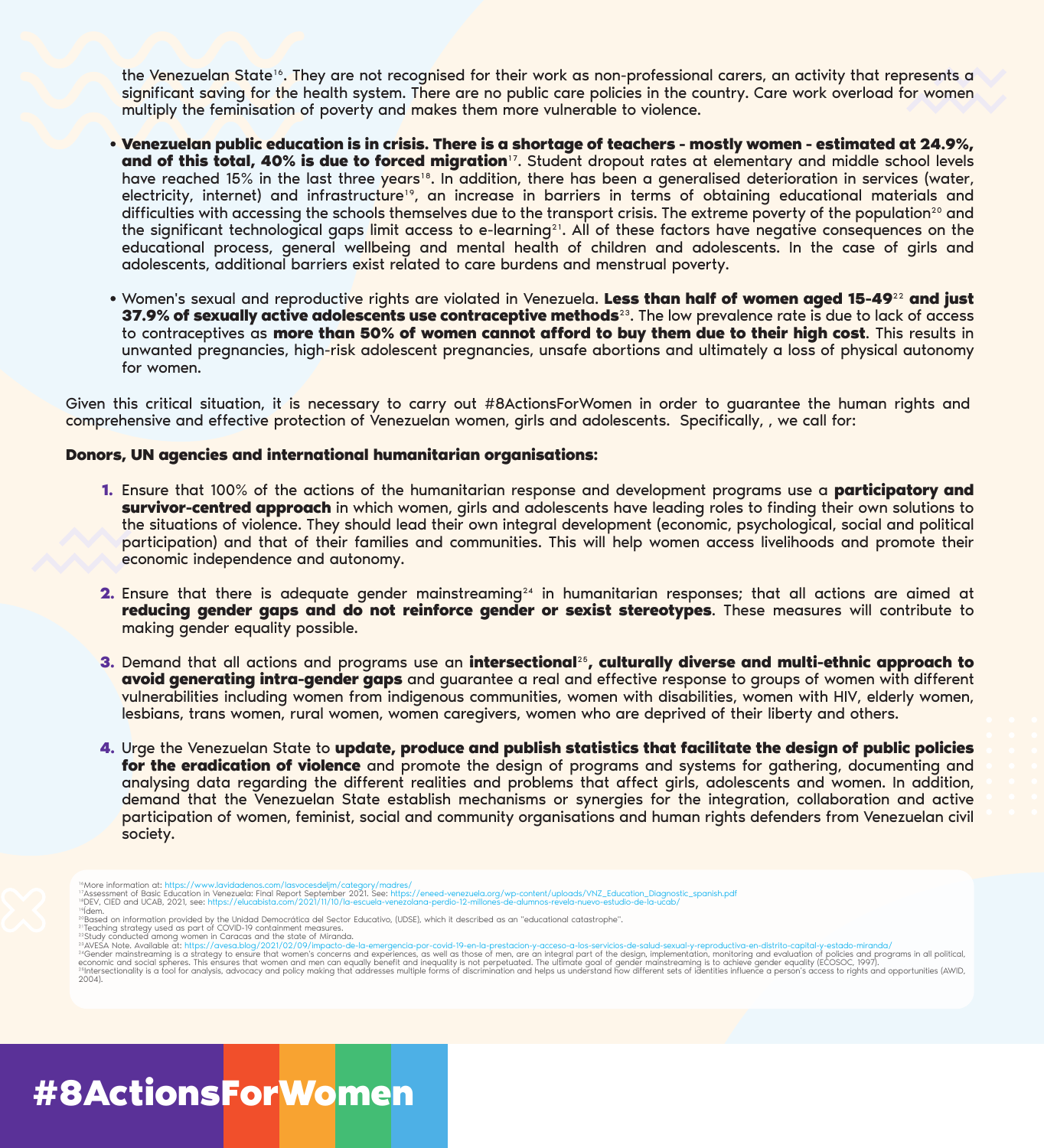the Venezuelan State[16]. They are not recognised for their work as non-professional carers, an activity that represents a significant saving for the health system. There are no public care policies in the country. Care work overload for women multiply the feminisation of poverty and makes them more vulnerable to violence.

- **Venezuelan public education is in crisis. There is a shortage of teachers - mostly women - estimated at 24.9%, and of this total, 40% is due to forced migration**[17]. Student dropout rates at elementary and middle school levels have reached 15% in the last three years[18]. In addition, there has been a generalised deterioration in services (water, electricity, internet) and infrastructure[19], an increase in barriers in terms of obtaining educational materials and difficulties with accessing the schools themselves due to the transport crisis. The extreme poverty of the population[20] and the significant technological gaps limit access to e-learning[21]. All of these factors have negative consequences on the educational process, general wellbeing and mental health of children and adolescents. In the case of girls and adolescents, additional barriers exist related to care burdens and menstrual poverty.

- Women's sexual and reproductive rights are violated in Venezuela. **Less than half of women aged 15-49**[22] **and just 37.9% of sexually active adolescents use contraceptive methods**[23]. The low prevalence rate is due to lack of access to contraceptives as **more than 50% of women cannot afford to buy them due to their high cost**. This results in unwanted pregnancies, high-risk adolescent pregnancies, unsafe abortions and ultimately a loss of physical autonomy for women.

Given this critical situation, it is necessary to carry out #8ActionsForWomen in order to guarantee the human rights and comprehensive and effective protection of Venezuelan women, girls and adolescents. Specifically, , we call for:

**Donors, UN agencies and international humanitarian organisations:**

1. Ensure that 100% of the actions of the humanitarian response and development programs use a **participatory and survivor-centred approach** in which women, girls and adolescents have leading roles to finding their own solutions to the situations of violence. They should lead their own integral development (economic, psychological, social and political participation) and that of their families and communities. This will help women access livelihoods and promote their economic independence and autonomy.

2. Ensure that there is adequate gender mainstreaming[24] in humanitarian responses; that all actions are aimed at **reducing gender gaps and do not reinforce gender or sexist stereotypes**. These measures will contribute to making gender equality possible.

3. Demand that all actions and programs use an **intersectional**[25]**, culturally diverse and multi-ethnic approach to avoid generating intra-gender gaps** and guarantee a real and effective response to groups of women with different vulnerabilities including women from indigenous communities, women with disabilities, women with HIV, elderly women, lesbians, trans women, rural women, women caregivers, women who are deprived of their liberty and others.

4. Urge the Venezuelan State to **update, produce and publish statistics that facilitate the design of public policies for the eradication of violence** and promote the design of programs and systems for gathering, documenting and analysing data regarding the different realities and problems that affect girls, adolescents and women. In addition, demand that the Venezuelan State establish mechanisms or synergies for the integration, collaboration and active participation of women, feminist, social and community organisations and human rights defenders from Venezuelan civil society.

---

[16] More information at: https://www.lavidadenos.com/lasvocesdeljm/category/madres/
[17] Assessment of Basic Education in Venezuela: Final Report September 2021. See: https://eneed-venezuela.org/wp-content/uploads/VNZ_Education_Diagnostic_spanish.pdf
[18] DEV, CIED and UCAB, 2021, see: https://elucabista.com/2021/11/10/la-escuela-venezolana-perdio-12-millones-de-alumnos-revela-nuevo-estudio-de-la-ucab/
[19] Idem.
[20] Based on information provided by the Unidad Democrática del Sector Educativo, (UDSE), which it described as an "educational catastrophe".
[21] Teaching strategy used as part of COVID-19 containment measures.
[22] Study conducted among women in Caracas and the state of Miranda.
[23] AVESA Note. Available at: https://avesa.blog/2021/02/09/impacto-de-la-emergencia-por-covid-19-en-la-prestacion-y-acceso-a-los-servicios-de-salud-sexual-y-reproductiva-en-distrito-capital-y-estado-miranda/
[24] Gender mainstreaming is a strategy to ensure that women's concerns and experiences, as well as those of men, are an integral part of the design, implementation, monitoring and evaluation of policies and programs in all political, economic and social spheres. This ensures that women and men can equally benefit and inequality is not perpetuated. The ultimate goal of gender mainstreaming is to achieve gender equality (ECOSOC, 1997).
[25] Intersectionality is a tool for analysis, advocacy and policy making that addresses multiple forms of discrimination and helps us understand how different sets of identities influence a person's access to rights and opportunities (AWID, 2004).

#8ActionsForWomen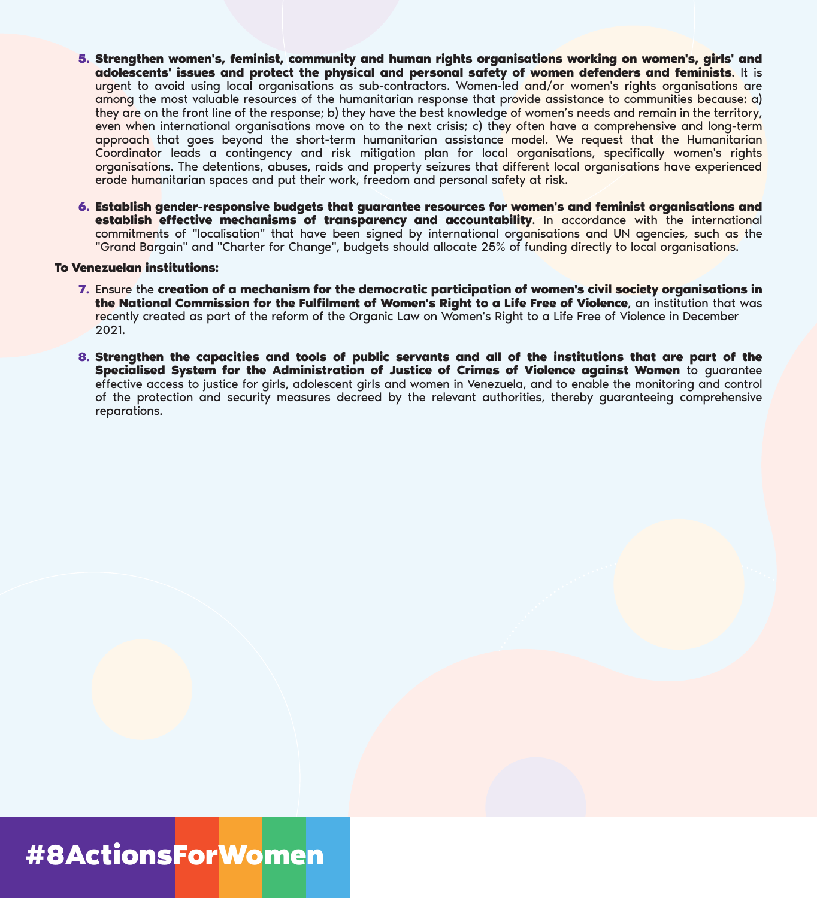5. **Strengthen women's, feminist, community and human rights organisations working on women's, girls' and adolescents' issues and protect the physical and personal safety of women defenders and feminists**. It is urgent to avoid using local organisations as sub-contractors. Women-led and/or women's rights organisations are among the most valuable resources of the humanitarian response that provide assistance to communities because: a) they are on the front line of the response; b) they have the best knowledge of women's needs and remain in the territory, even when international organisations move on to the next crisis; c) they often have a comprehensive and long-term approach that goes beyond the short-term humanitarian assistance model. We request that the Humanitarian Coordinator leads a contingency and risk mitigation plan for local organisations, specifically women's rights organisations. The detentions, abuses, raids and property seizures that different local organisations have experienced erode humanitarian spaces and put their work, freedom and personal safety at risk.

6. **Establish gender-responsive budgets that guarantee resources for women's and feminist organisations and establish effective mechanisms of transparency and accountability**. In accordance with the international commitments of "localisation" that have been signed by international organisations and UN agencies, such as the "Grand Bargain" and "Charter for Change", budgets should allocate 25% of funding directly to local organisations.

**To Venezuelan institutions:**

7. Ensure the **creation of a mechanism for the democratic participation of women's civil society organisations in the National Commission for the Fulfilment of Women's Right to a Life Free of Violence**, an institution that was recently created as part of the reform of the Organic Law on Women's Right to a Life Free of Violence in December 2021.

8. **Strengthen the capacities and tools of public servants and all of the institutions that are part of the Specialised System for the Administration of Justice of Crimes of Violence against Women** to guarantee effective access to justice for girls, adolescent girls and women in Venezuela, and to enable the monitoring and control of the protection and security measures decreed by the relevant authorities, thereby guaranteeing comprehensive reparations.

#8ActionsForWomen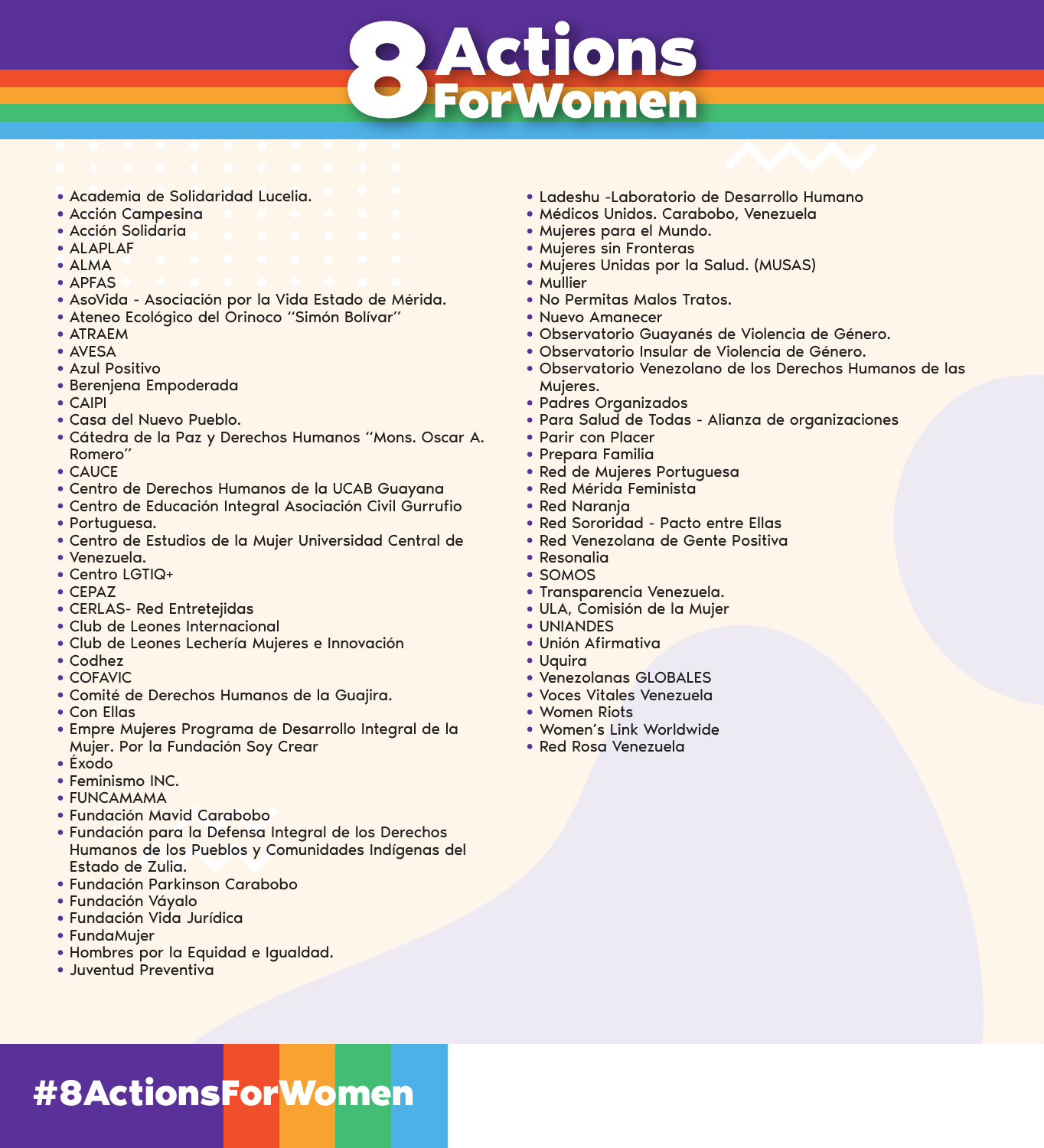# 8 Actions ForWomen

- Academia de Solidaridad Lucelia.
- Acción Campesina
- Acción Solidaria
- ALAPLAF
- ALMA
- APFAS
- AsoVida - Asociación por la Vida Estado de Mérida.
- Ateneo Ecológico del Orinoco "Simón Bolívar"
- ATRAEM
- AVESA
- Azul Positivo
- Berenjena Empoderada
- CAIPI
- Casa del Nuevo Pueblo.
- Cátedra de la Paz y Derechos Humanos "Mons. Oscar A. Romero"
- CAUCE
- Centro de Derechos Humanos de la UCAB Guayana
- Centro de Educación Integral Asociación Civil Gurrufio
- Portuguesa.
- Centro de Estudios de la Mujer Universidad Central de
- Venezuela.
- Centro LGTIQ+
- CEPAZ
- CERLAS- Red Entretejidas
- Club de Leones Internacional
- Club de Leones Lechería Mujeres e Innovación
- Codhez
- COFAVIC
- Comité de Derechos Humanos de la Guajira.
- Con Ellas
- Empre Mujeres Programa de Desarrollo Integral de la Mujer. Por la Fundación Soy Crear
- Éxodo
- Feminismo INC.
- FUNCAMAMA
- Fundación Mavid Carabobo
- Fundación para la Defensa Integral de los Derechos Humanos de los Pueblos y Comunidades Indígenas del Estado de Zulia.
- Fundación Parkinson Carabobo
- Fundación Váyalo
- Fundación Vida Jurídica
- FundaMujer
- Hombres por la Equidad e Igualdad.
- Juventud Preventiva
- Ladeshu -Laboratorio de Desarrollo Humano
- Médicos Unidos. Carabobo, Venezuela
- Mujeres para el Mundo.
- Mujeres sin Fronteras
- Mujeres Unidas por la Salud. (MUSAS)
- Mullier
- No Permitas Malos Tratos.
- Nuevo Amanecer
- Observatorio Guayanés de Violencia de Género.
- Observatorio Insular de Violencia de Género.
- Observatorio Venezolano de los Derechos Humanos de las Mujeres.
- Padres Organizados
- Para Salud de Todas - Alianza de organizaciones
- Parir con Placer
- Prepara Familia
- Red de Mujeres Portuguesa
- Red Mérida Feminista
- Red Naranja
- Red Sororidad - Pacto entre Ellas
- Red Venezolana de Gente Positiva
- Resonalia
- SOMOS
- Transparencia Venezuela.
- ULA, Comisión de la Mujer
- UNIANDES
- Unión Afirmativa
- Uquira
- Venezolanas GLOBALES
- Voces Vitales Venezuela
- Women Riots
- Women's Link Worldwide
- Red Rosa Venezuela

#8ActionsForWomen